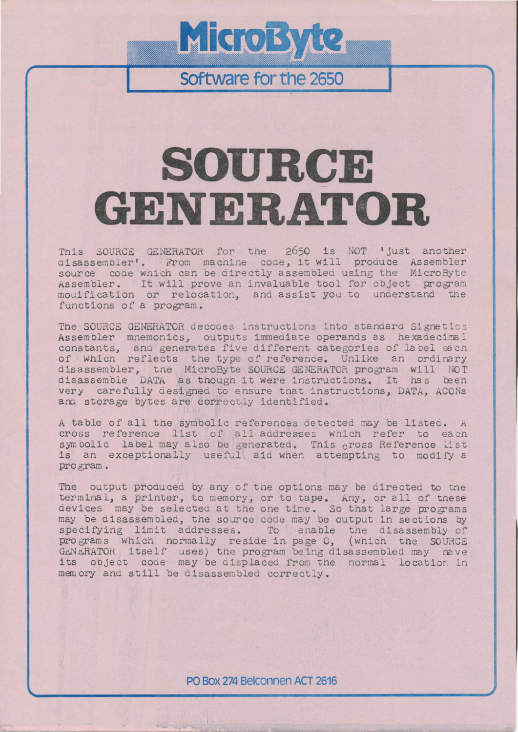# MicroByte

## Software for the 2650

# SOURCE GENERATOR

This SOURCE GENERATOR for the 2650 is NOT 'just another disassembler'. From machine code, it will produce Assembler source code which can be directly assembled using the MicroByte Assembler. It will prove an invaluable tool for object program modification or relocation, and assist you to understand the functions of a program.

The SOURCE GENERATOR decodes instructions into standard Signetics Assembler mnemonics, outputs immediate operands as hexadecimal constants, and generates five different categories of label each of which reflects the type of reference. Unlike an ordinary disassembler, the MicroByte SOURCE GENERATOR program will NOT disassemble DATA as though it were instructions. It has been very carefully designed to ensure that instructions, DATA, ACONs and storage bytes are correctly identified.

A table of all the symbolic references detected may be listed. A cross reference list of all addresses which refer to each symbolic label may also be generated. This cross Reference list is an exceptionally useful aid when attempting to modify a program.

The output produced by any of the options may be directed to the terminal, a printer, to memory, or to tape. Any, or all of these devices may be selected at the one time. So that large programs may be disassembled, the source code may be output in sections by specifying limit addresses. To enable the disassembly of programs which normally reside in page 0, (which the SOURCE GENERATOR itself uses) the program being disassembled may have its object code may be displaced from the normal location in memory and still be disassembled correctly.

PO Box 274 Belconnen ACT 2616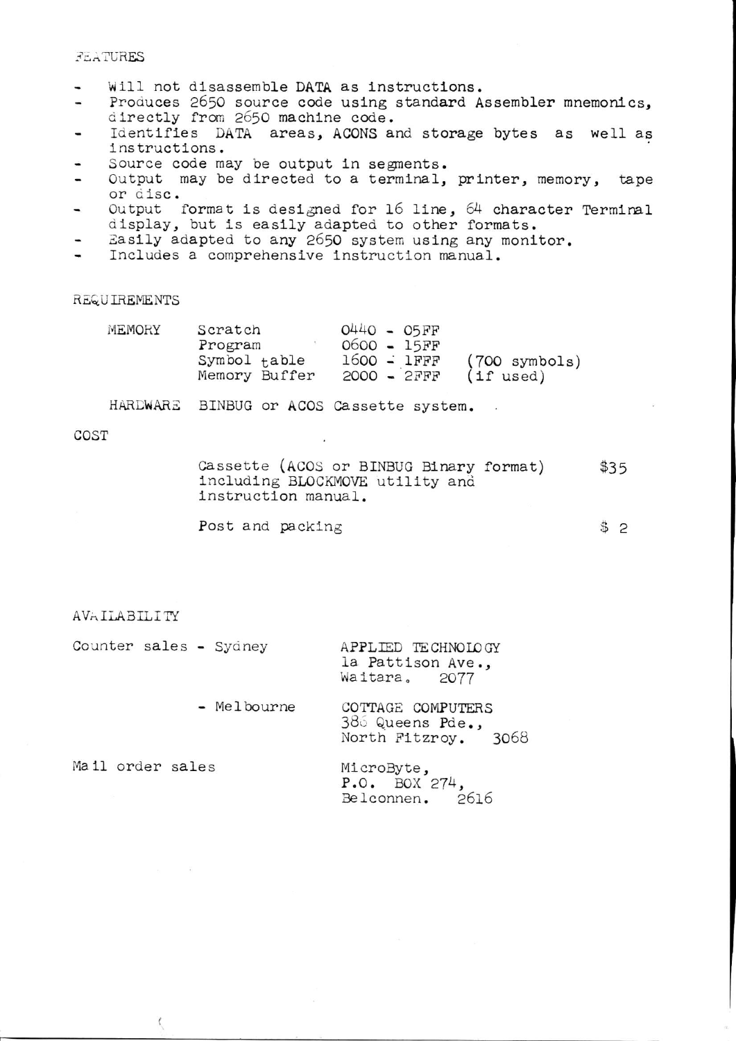FEATURES

- Will not disassemble DATA as instructions.
- Produces 2650 source code using standard Assembler mnemonics, directly from 2650 machine code.
- Identifies DATA areas, ACONS and storage bytes as well as instructions.
- Source code may be output in segments.
- Output may be directed to a terminal, printer, memory, tape or disc.
- Output format is designed for 16 line, 64 character Terminal display, but is easily adapted to other formats.
- Easily adapted to any 2650 system using any monitor.
- Includes a comprehensive instruction manual.

REQUIREMENTS

| | | | |
|---|---|---|---|
| MEMORY | Scratch | 0440 - 05FF | |
| | Program | 0600 - 15FF | |
| | Symbol table | 1600 - 1FFF | (700 symbols) |
| | Memory Buffer | 2000 - 2FFF | (if used) |

HARDWARE BINBUG or ACOS Cassette system.

COST

| | |
|---|---|
| Cassette (ACOS or BINBUG Binary format) including BLOCKMOVE utility and instruction manual. | $35 |
| Post and packing | $ 2 |

AVAILABILITY

| | |
|---|---|
| Counter sales - Sydney | APPLIED TECHNOLOGY<br>1a Pattison Ave.,<br>Waitara. 2077 |
| - Melbourne | COTTAGE COMPUTERS<br>386 Queens Pde.,<br>North Fitzroy. 3068 |
| Mail order sales | MicroByte,<br>P.O. BOX 274,<br>Belconnen. 2616 |